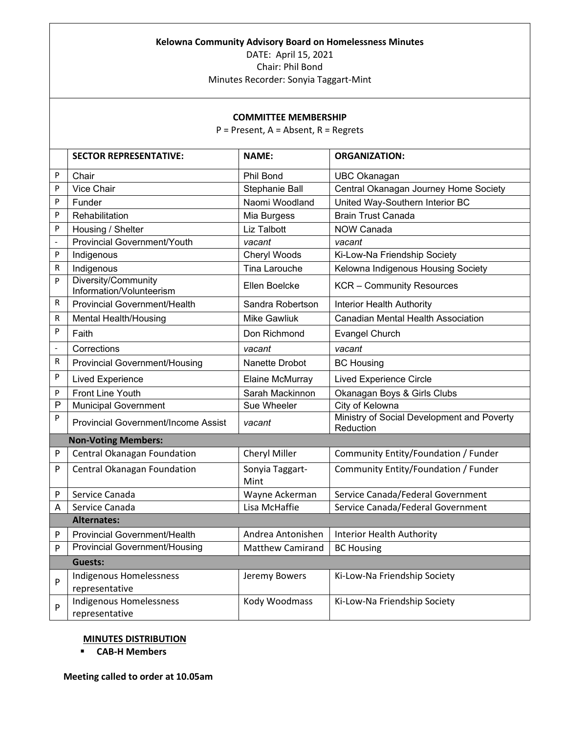**Kelowna Community Advisory Board on Homelessness Minutes**

DATE: April 15, 2021

Chair: Phil Bond

Minutes Recorder: Sonyia Taggart-Mint

**COMMITTEE MEMBERSHIP**

P = Present, A = Absent, R = Regrets

| | SECTOR REPRESENTATIVE: | NAME: | ORGANIZATION: |
|---|---|---|---|
| P | Chair | Phil Bond | UBC Okanagan |
| P | Vice Chair | Stephanie Ball | Central Okanagan Journey Home Society |
| P | Funder | Naomi Woodland | United Way-Southern Interior BC |
| P | Rehabilitation | Mia Burgess | Brain Trust Canada |
| P | Housing / Shelter | Liz Talbott | NOW Canada |
| - | Provincial Government/Youth | *vacant* | *vacant* |
| P | Indigenous | Cheryl Woods | Ki-Low-Na Friendship Society |
| R | Indigenous | Tina Larouche | Kelowna Indigenous Housing Society |
| P | Diversity/Community Information/Volunteerism | Ellen Boelcke | KCR – Community Resources |
| R | Provincial Government/Health | Sandra Robertson | Interior Health Authority |
| R | Mental Health/Housing | Mike Gawliuk | Canadian Mental Health Association |
| P | Faith | Don Richmond | Evangel Church |
| - | Corrections | *vacant* | *vacant* |
| R | Provincial Government/Housing | Nanette Drobot | BC Housing |
| P | Lived Experience | Elaine McMurray | Lived Experience Circle |
| P | Front Line Youth | Sarah Mackinnon | Okanagan Boys & Girls Clubs |
| P | Municipal Government | Sue Wheeler | City of Kelowna |
| P | Provincial Government/Income Assist | vacant | Ministry of Social Development and Poverty Reduction |
| | **Non-Voting Members:** | | |
| P | Central Okanagan Foundation | Cheryl Miller | Community Entity/Foundation / Funder |
| P | Central Okanagan Foundation | Sonyia Taggart-Mint | Community Entity/Foundation / Funder |
| P | Service Canada | Wayne Ackerman | Service Canada/Federal Government |
| A | Service Canada | Lisa McHaffie | Service Canada/Federal Government |
| | **Alternates:** | | |
| P | Provincial Government/Health | Andrea Antonishen | Interior Health Authority |
| P | Provincial Government/Housing | Matthew Camirand | BC Housing |
| | **Guests:** | | |
| P | Indigenous Homelessness representative | Jeremy Bowers | Ki-Low-Na Friendship Society |
| P | Indigenous Homelessness representative | Kody Woodmass | Ki-Low-Na Friendship Society |

**MINUTES DISTRIBUTION**

- **CAB-H Members**

**Meeting called to order at 10.05am**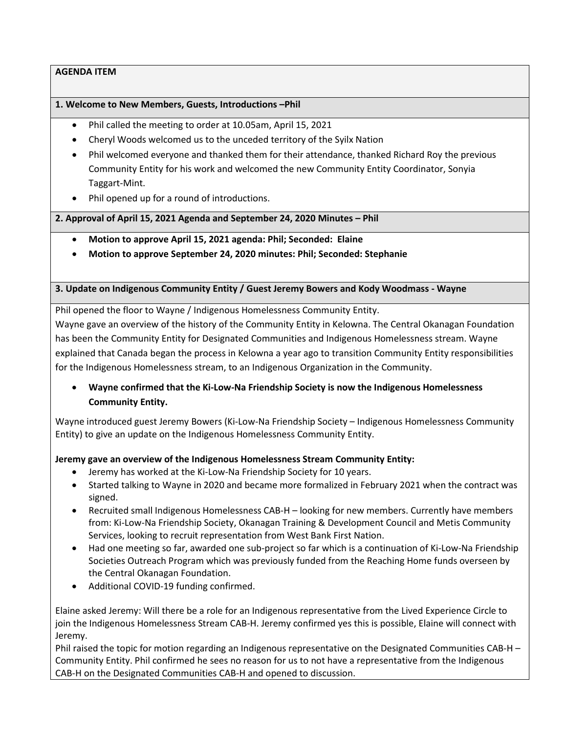**AGENDA ITEM**

**1. Welcome to New Members, Guests, Introductions –Phil**

- Phil called the meeting to order at 10.05am, April 15, 2021
- Cheryl Woods welcomed us to the unceded territory of the Syilx Nation
- Phil welcomed everyone and thanked them for their attendance, thanked Richard Roy the previous Community Entity for his work and welcomed the new Community Entity Coordinator, Sonyia Taggart-Mint.
- Phil opened up for a round of introductions.

**2. Approval of April 15, 2021 Agenda and September 24, 2020 Minutes – Phil**

- **Motion to approve April 15, 2021 agenda: Phil; Seconded: Elaine**
- **Motion to approve September 24, 2020 minutes: Phil; Seconded: Stephanie**

**3. Update on Indigenous Community Entity / Guest Jeremy Bowers and Kody Woodmass - Wayne**

Phil opened the floor to Wayne / Indigenous Homelessness Community Entity.

Wayne gave an overview of the history of the Community Entity in Kelowna. The Central Okanagan Foundation has been the Community Entity for Designated Communities and Indigenous Homelessness stream. Wayne explained that Canada began the process in Kelowna a year ago to transition Community Entity responsibilities for the Indigenous Homelessness stream, to an Indigenous Organization in the Community.

- **Wayne confirmed that the Ki-Low-Na Friendship Society is now the Indigenous Homelessness Community Entity.**

Wayne introduced guest Jeremy Bowers (Ki-Low-Na Friendship Society – Indigenous Homelessness Community Entity) to give an update on the Indigenous Homelessness Community Entity.

**Jeremy gave an overview of the Indigenous Homelessness Stream Community Entity:**

- Jeremy has worked at the Ki-Low-Na Friendship Society for 10 years.
- Started talking to Wayne in 2020 and became more formalized in February 2021 when the contract was signed.
- Recruited small Indigenous Homelessness CAB-H – looking for new members. Currently have members from: Ki-Low-Na Friendship Society, Okanagan Training & Development Council and Metis Community Services, looking to recruit representation from West Bank First Nation.
- Had one meeting so far, awarded one sub-project so far which is a continuation of Ki-Low-Na Friendship Societies Outreach Program which was previously funded from the Reaching Home funds overseen by the Central Okanagan Foundation.
- Additional COVID-19 funding confirmed.

Elaine asked Jeremy: Will there be a role for an Indigenous representative from the Lived Experience Circle to join the Indigenous Homelessness Stream CAB-H. Jeremy confirmed yes this is possible, Elaine will connect with Jeremy.

Phil raised the topic for motion regarding an Indigenous representative on the Designated Communities CAB-H – Community Entity. Phil confirmed he sees no reason for us to not have a representative from the Indigenous CAB-H on the Designated Communities CAB-H and opened to discussion.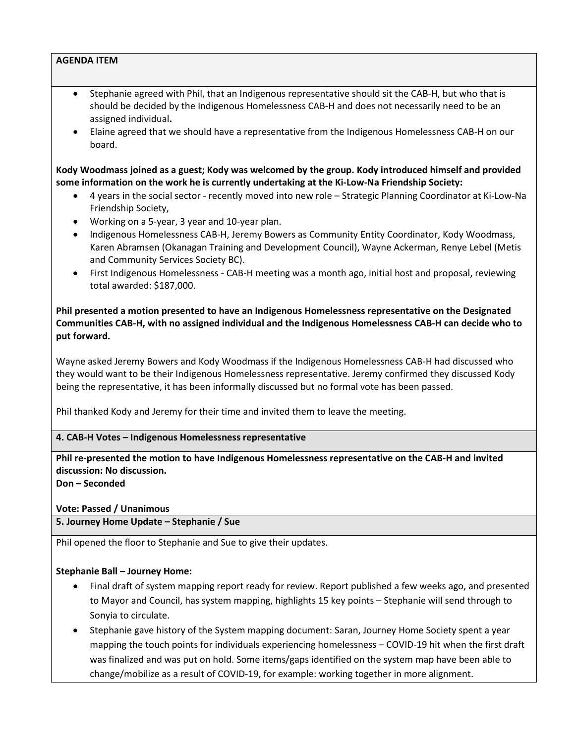**AGENDA ITEM**

- Stephanie agreed with Phil, that an Indigenous representative should sit the CAB-H, but who that is should be decided by the Indigenous Homelessness CAB-H and does not necessarily need to be an assigned individual**.**
- Elaine agreed that we should have a representative from the Indigenous Homelessness CAB-H on our board.

**Kody Woodmass joined as a guest; Kody was welcomed by the group. Kody introduced himself and provided some information on the work he is currently undertaking at the Ki-Low-Na Friendship Society:**

- 4 years in the social sector - recently moved into new role – Strategic Planning Coordinator at Ki-Low-Na Friendship Society,
- Working on a 5-year, 3 year and 10-year plan.
- Indigenous Homelessness CAB-H, Jeremy Bowers as Community Entity Coordinator, Kody Woodmass, Karen Abramsen (Okanagan Training and Development Council), Wayne Ackerman, Renye Lebel (Metis and Community Services Society BC).
- First Indigenous Homelessness - CAB-H meeting was a month ago, initial host and proposal, reviewing total awarded: $187,000.

**Phil presented a motion presented to have an Indigenous Homelessness representative on the Designated Communities CAB-H, with no assigned individual and the Indigenous Homelessness CAB-H can decide who to put forward.**

Wayne asked Jeremy Bowers and Kody Woodmass if the Indigenous Homelessness CAB-H had discussed who they would want to be their Indigenous Homelessness representative. Jeremy confirmed they discussed Kody being the representative, it has been informally discussed but no formal vote has been passed.

Phil thanked Kody and Jeremy for their time and invited them to leave the meeting.

**4. CAB-H Votes – Indigenous Homelessness representative**

**Phil re-presented the motion to have Indigenous Homelessness representative on the CAB-H and invited discussion: No discussion.**
**Don – Seconded**

**Vote: Passed / Unanimous**

**5. Journey Home Update – Stephanie / Sue**

Phil opened the floor to Stephanie and Sue to give their updates.

**Stephanie Ball – Journey Home:**

- Final draft of system mapping report ready for review. Report published a few weeks ago, and presented to Mayor and Council, has system mapping, highlights 15 key points – Stephanie will send through to Sonyia to circulate.
- Stephanie gave history of the System mapping document: Saran, Journey Home Society spent a year mapping the touch points for individuals experiencing homelessness – COVID-19 hit when the first draft was finalized and was put on hold. Some items/gaps identified on the system map have been able to change/mobilize as a result of COVID-19, for example: working together in more alignment.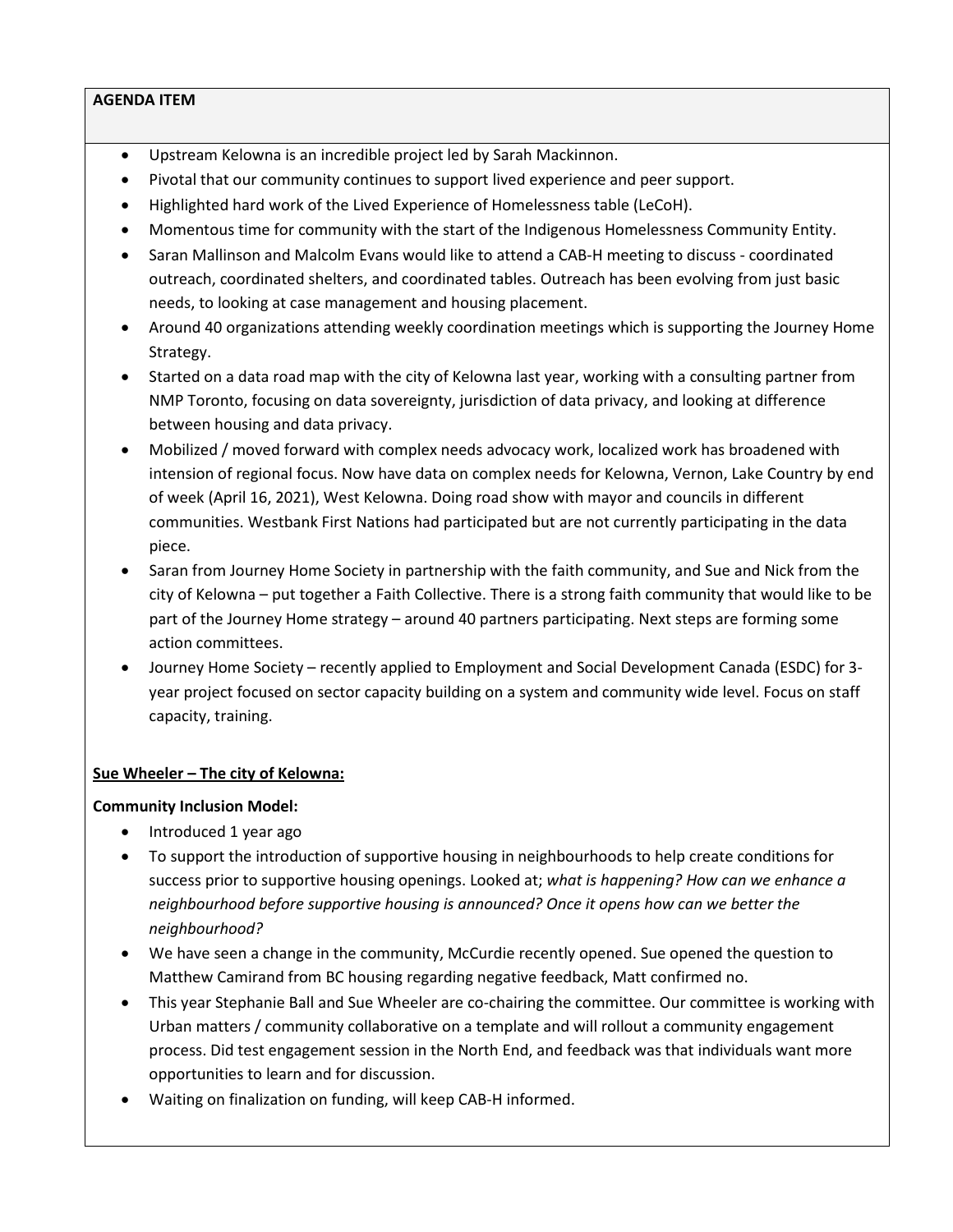**AGENDA ITEM**

- Upstream Kelowna is an incredible project led by Sarah Mackinnon.
- Pivotal that our community continues to support lived experience and peer support.
- Highlighted hard work of the Lived Experience of Homelessness table (LeCoH).
- Momentous time for community with the start of the Indigenous Homelessness Community Entity.
- Saran Mallinson and Malcolm Evans would like to attend a CAB-H meeting to discuss - coordinated outreach, coordinated shelters, and coordinated tables. Outreach has been evolving from just basic needs, to looking at case management and housing placement.
- Around 40 organizations attending weekly coordination meetings which is supporting the Journey Home Strategy.
- Started on a data road map with the city of Kelowna last year, working with a consulting partner from NMP Toronto, focusing on data sovereignty, jurisdiction of data privacy, and looking at difference between housing and data privacy.
- Mobilized / moved forward with complex needs advocacy work, localized work has broadened with intension of regional focus. Now have data on complex needs for Kelowna, Vernon, Lake Country by end of week (April 16, 2021), West Kelowna. Doing road show with mayor and councils in different communities. Westbank First Nations had participated but are not currently participating in the data piece.
- Saran from Journey Home Society in partnership with the faith community, and Sue and Nick from the city of Kelowna – put together a Faith Collective. There is a strong faith community that would like to be part of the Journey Home strategy – around 40 partners participating. Next steps are forming some action committees.
- Journey Home Society – recently applied to Employment and Social Development Canada (ESDC) for 3-year project focused on sector capacity building on a system and community wide level. Focus on staff capacity, training.

**Sue Wheeler – The city of Kelowna:**

**Community Inclusion Model:**

- Introduced 1 year ago
- To support the introduction of supportive housing in neighbourhoods to help create conditions for success prior to supportive housing openings. Looked at; *what is happening? How can we enhance a neighbourhood before supportive housing is announced? Once it opens how can we better the neighbourhood?*
- We have seen a change in the community, McCurdie recently opened. Sue opened the question to Matthew Camirand from BC housing regarding negative feedback, Matt confirmed no.
- This year Stephanie Ball and Sue Wheeler are co-chairing the committee. Our committee is working with Urban matters / community collaborative on a template and will rollout a community engagement process. Did test engagement session in the North End, and feedback was that individuals want more opportunities to learn and for discussion.
- Waiting on finalization on funding, will keep CAB-H informed.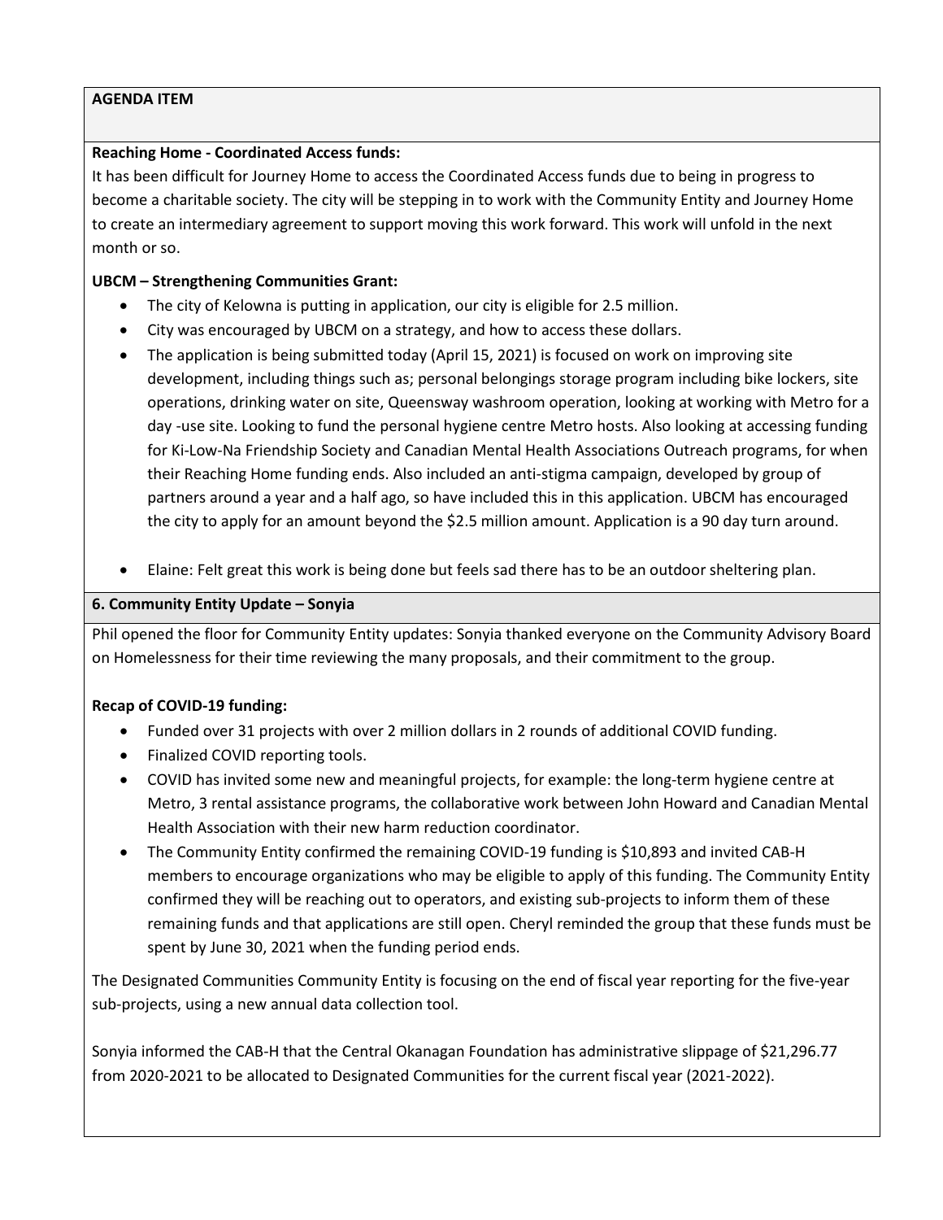**AGENDA ITEM**

**Reaching Home - Coordinated Access funds:**

It has been difficult for Journey Home to access the Coordinated Access funds due to being in progress to become a charitable society. The city will be stepping in to work with the Community Entity and Journey Home to create an intermediary agreement to support moving this work forward. This work will unfold in the next month or so.

**UBCM – Strengthening Communities Grant:**

- The city of Kelowna is putting in application, our city is eligible for 2.5 million.
- City was encouraged by UBCM on a strategy, and how to access these dollars.
- The application is being submitted today (April 15, 2021) is focused on work on improving site development, including things such as; personal belongings storage program including bike lockers, site operations, drinking water on site, Queensway washroom operation, looking at working with Metro for a day -use site. Looking to fund the personal hygiene centre Metro hosts. Also looking at accessing funding for Ki-Low-Na Friendship Society and Canadian Mental Health Associations Outreach programs, for when their Reaching Home funding ends. Also included an anti-stigma campaign, developed by group of partners around a year and a half ago, so have included this in this application. UBCM has encouraged the city to apply for an amount beyond the $2.5 million amount. Application is a 90 day turn around.
- Elaine: Felt great this work is being done but feels sad there has to be an outdoor sheltering plan.

**6. Community Entity Update – Sonyia**

Phil opened the floor for Community Entity updates: Sonyia thanked everyone on the Community Advisory Board on Homelessness for their time reviewing the many proposals, and their commitment to the group.

**Recap of COVID-19 funding:**

- Funded over 31 projects with over 2 million dollars in 2 rounds of additional COVID funding.
- Finalized COVID reporting tools.
- COVID has invited some new and meaningful projects, for example: the long-term hygiene centre at Metro, 3 rental assistance programs, the collaborative work between John Howard and Canadian Mental Health Association with their new harm reduction coordinator.
- The Community Entity confirmed the remaining COVID-19 funding is $10,893 and invited CAB-H members to encourage organizations who may be eligible to apply of this funding. The Community Entity confirmed they will be reaching out to operators, and existing sub-projects to inform them of these remaining funds and that applications are still open. Cheryl reminded the group that these funds must be spent by June 30, 2021 when the funding period ends.

The Designated Communities Community Entity is focusing on the end of fiscal year reporting for the five-year sub-projects, using a new annual data collection tool.

Sonyia informed the CAB-H that the Central Okanagan Foundation has administrative slippage of $21,296.77 from 2020-2021 to be allocated to Designated Communities for the current fiscal year (2021-2022).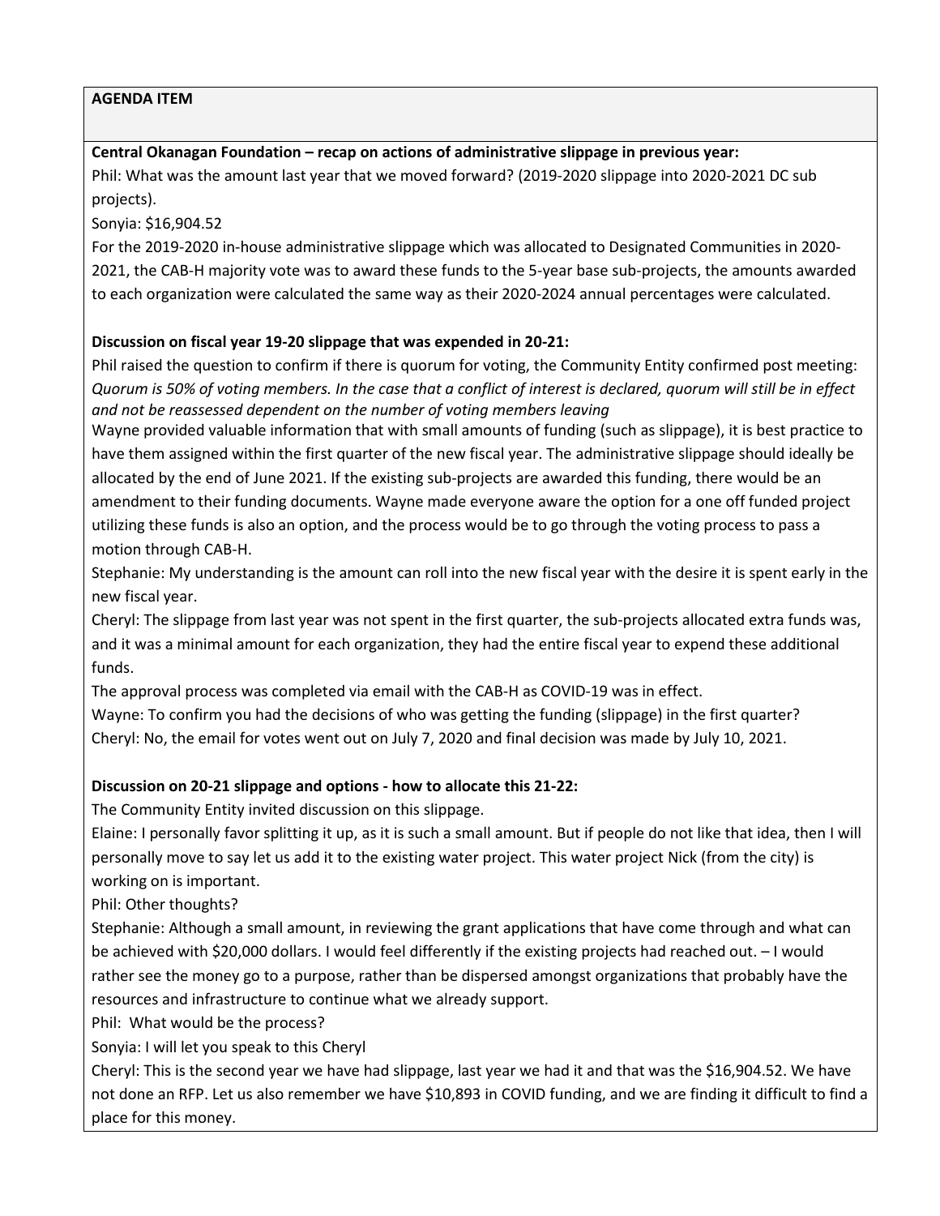**AGENDA ITEM**

**Central Okanagan Foundation – recap on actions of administrative slippage in previous year:**

Phil: What was the amount last year that we moved forward? (2019-2020 slippage into 2020-2021 DC sub projects).

Sonyia: $16,904.52

For the 2019-2020 in-house administrative slippage which was allocated to Designated Communities in 2020-2021, the CAB-H majority vote was to award these funds to the 5-year base sub-projects, the amounts awarded to each organization were calculated the same way as their 2020-2024 annual percentages were calculated.

**Discussion on fiscal year 19-20 slippage that was expended in 20-21:**

Phil raised the question to confirm if there is quorum for voting, the Community Entity confirmed post meeting: *Quorum is 50% of voting members. In the case that a conflict of interest is declared, quorum will still be in effect and not be reassessed dependent on the number of voting members leaving*

Wayne provided valuable information that with small amounts of funding (such as slippage), it is best practice to have them assigned within the first quarter of the new fiscal year. The administrative slippage should ideally be allocated by the end of June 2021. If the existing sub-projects are awarded this funding, there would be an amendment to their funding documents. Wayne made everyone aware the option for a one off funded project utilizing these funds is also an option, and the process would be to go through the voting process to pass a motion through CAB-H.

Stephanie: My understanding is the amount can roll into the new fiscal year with the desire it is spent early in the new fiscal year.

Cheryl: The slippage from last year was not spent in the first quarter, the sub-projects allocated extra funds was, and it was a minimal amount for each organization, they had the entire fiscal year to expend these additional funds.

The approval process was completed via email with the CAB-H as COVID-19 was in effect.

Wayne: To confirm you had the decisions of who was getting the funding (slippage) in the first quarter?

Cheryl: No, the email for votes went out on July 7, 2020 and final decision was made by July 10, 2021.

**Discussion on 20-21 slippage and options - how to allocate this 21-22:**

The Community Entity invited discussion on this slippage.

Elaine: I personally favor splitting it up, as it is such a small amount. But if people do not like that idea, then I will personally move to say let us add it to the existing water project. This water project Nick (from the city) is working on is important.

Phil: Other thoughts?

Stephanie: Although a small amount, in reviewing the grant applications that have come through and what can be achieved with $20,000 dollars. I would feel differently if the existing projects had reached out. – I would rather see the money go to a purpose, rather than be dispersed amongst organizations that probably have the resources and infrastructure to continue what we already support.

Phil: What would be the process?

Sonyia: I will let you speak to this Cheryl

Cheryl: This is the second year we have had slippage, last year we had it and that was the $16,904.52. We have not done an RFP. Let us also remember we have $10,893 in COVID funding, and we are finding it difficult to find a place for this money.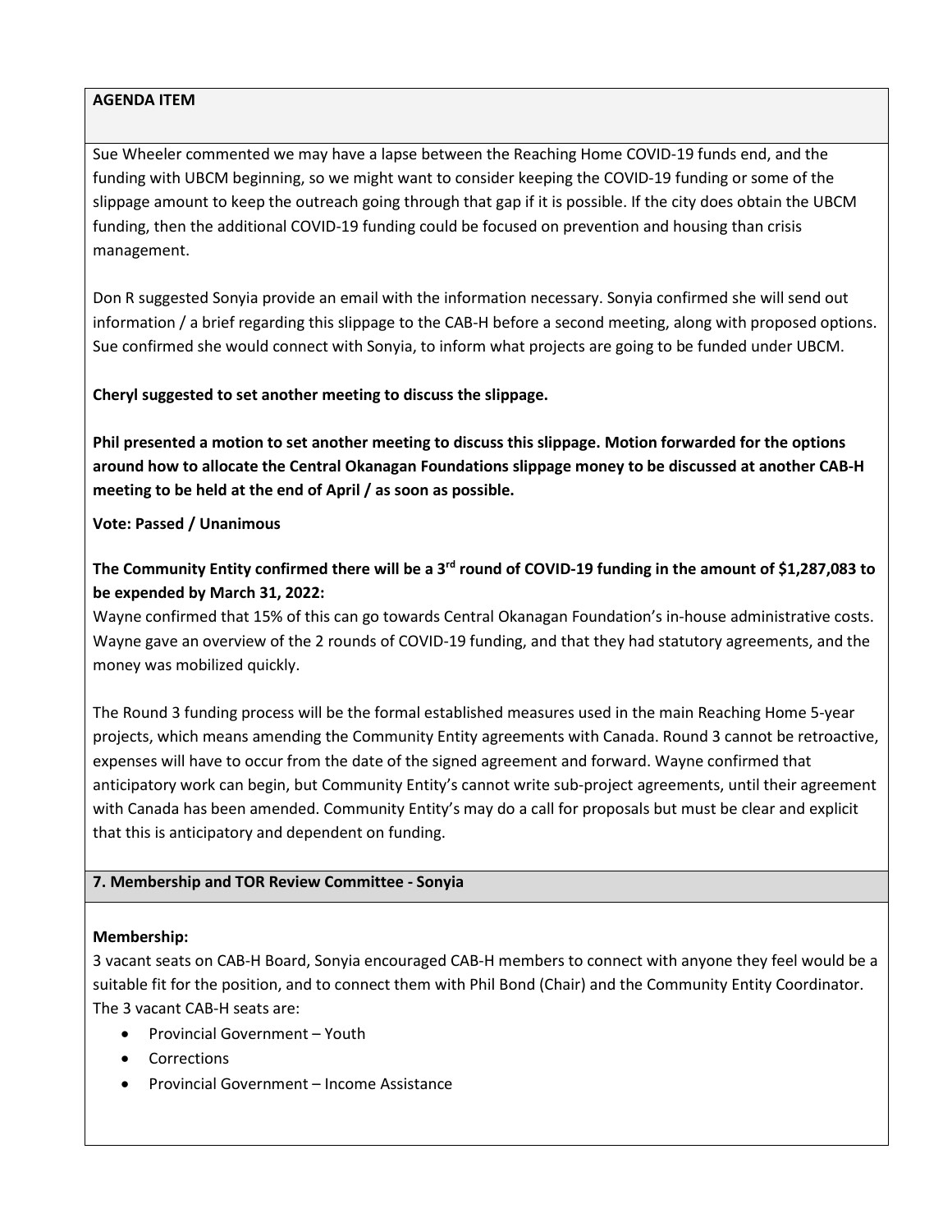**AGENDA ITEM**

Sue Wheeler commented we may have a lapse between the Reaching Home COVID-19 funds end, and the funding with UBCM beginning, so we might want to consider keeping the COVID-19 funding or some of the slippage amount to keep the outreach going through that gap if it is possible. If the city does obtain the UBCM funding, then the additional COVID-19 funding could be focused on prevention and housing than crisis management.

Don R suggested Sonyia provide an email with the information necessary. Sonyia confirmed she will send out information / a brief regarding this slippage to the CAB-H before a second meeting, along with proposed options. Sue confirmed she would connect with Sonyia, to inform what projects are going to be funded under UBCM.

**Cheryl suggested to set another meeting to discuss the slippage.**

**Phil presented a motion to set another meeting to discuss this slippage. Motion forwarded for the options around how to allocate the Central Okanagan Foundations slippage money to be discussed at another CAB-H meeting to be held at the end of April / as soon as possible.**

**Vote: Passed / Unanimous**

**The Community Entity confirmed there will be a 3rd round of COVID-19 funding in the amount of $1,287,083 to be expended by March 31, 2022:**

Wayne confirmed that 15% of this can go towards Central Okanagan Foundation's in-house administrative costs. Wayne gave an overview of the 2 rounds of COVID-19 funding, and that they had statutory agreements, and the money was mobilized quickly.

The Round 3 funding process will be the formal established measures used in the main Reaching Home 5-year projects, which means amending the Community Entity agreements with Canada. Round 3 cannot be retroactive, expenses will have to occur from the date of the signed agreement and forward. Wayne confirmed that anticipatory work can begin, but Community Entity's cannot write sub-project agreements, until their agreement with Canada has been amended. Community Entity's may do a call for proposals but must be clear and explicit that this is anticipatory and dependent on funding.

**7. Membership and TOR Review Committee - Sonyia**

**Membership:**

3 vacant seats on CAB-H Board, Sonyia encouraged CAB-H members to connect with anyone they feel would be a suitable fit for the position, and to connect them with Phil Bond (Chair) and the Community Entity Coordinator. The 3 vacant CAB-H seats are:

- Provincial Government – Youth
- Corrections
- Provincial Government – Income Assistance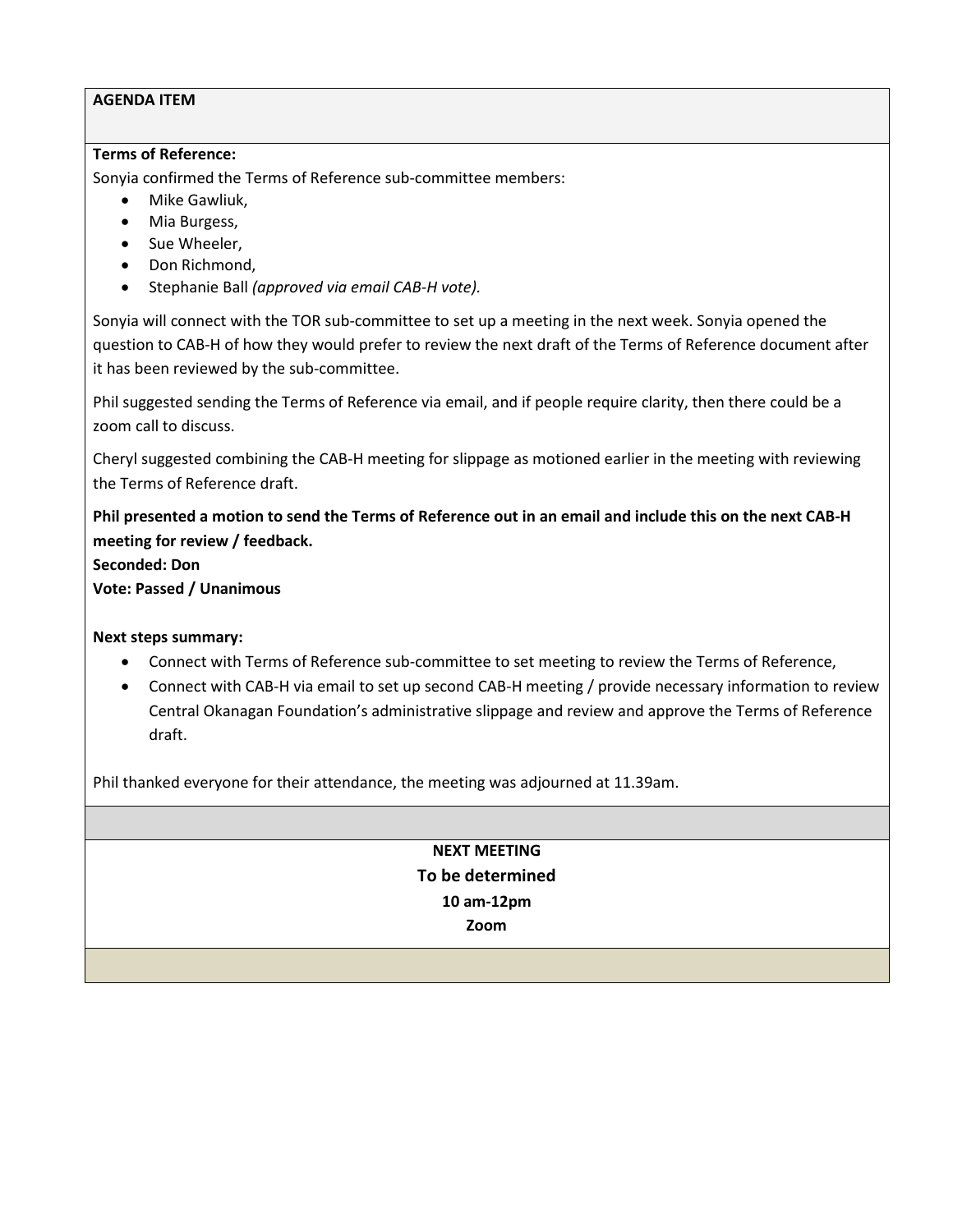**AGENDA ITEM**

**Terms of Reference:**

Sonyia confirmed the Terms of Reference sub-committee members:

- Mike Gawliuk,
- Mia Burgess,
- Sue Wheeler,
- Don Richmond,
- Stephanie Ball *(approved via email CAB-H vote).*

Sonyia will connect with the TOR sub-committee to set up a meeting in the next week. Sonyia opened the question to CAB-H of how they would prefer to review the next draft of the Terms of Reference document after it has been reviewed by the sub-committee.

Phil suggested sending the Terms of Reference via email, and if people require clarity, then there could be a zoom call to discuss.

Cheryl suggested combining the CAB-H meeting for slippage as motioned earlier in the meeting with reviewing the Terms of Reference draft.

**Phil presented a motion to send the Terms of Reference out in an email and include this on the next CAB-H meeting for review / feedback.**
**Seconded: Don**
**Vote: Passed / Unanimous**

**Next steps summary:**

- Connect with Terms of Reference sub-committee to set meeting to review the Terms of Reference,
- Connect with CAB-H via email to set up second CAB-H meeting / provide necessary information to review Central Okanagan Foundation's administrative slippage and review and approve the Terms of Reference draft.

Phil thanked everyone for their attendance, the meeting was adjourned at 11.39am.

**NEXT MEETING**
**To be determined**
**10 am-12pm**
**Zoom**